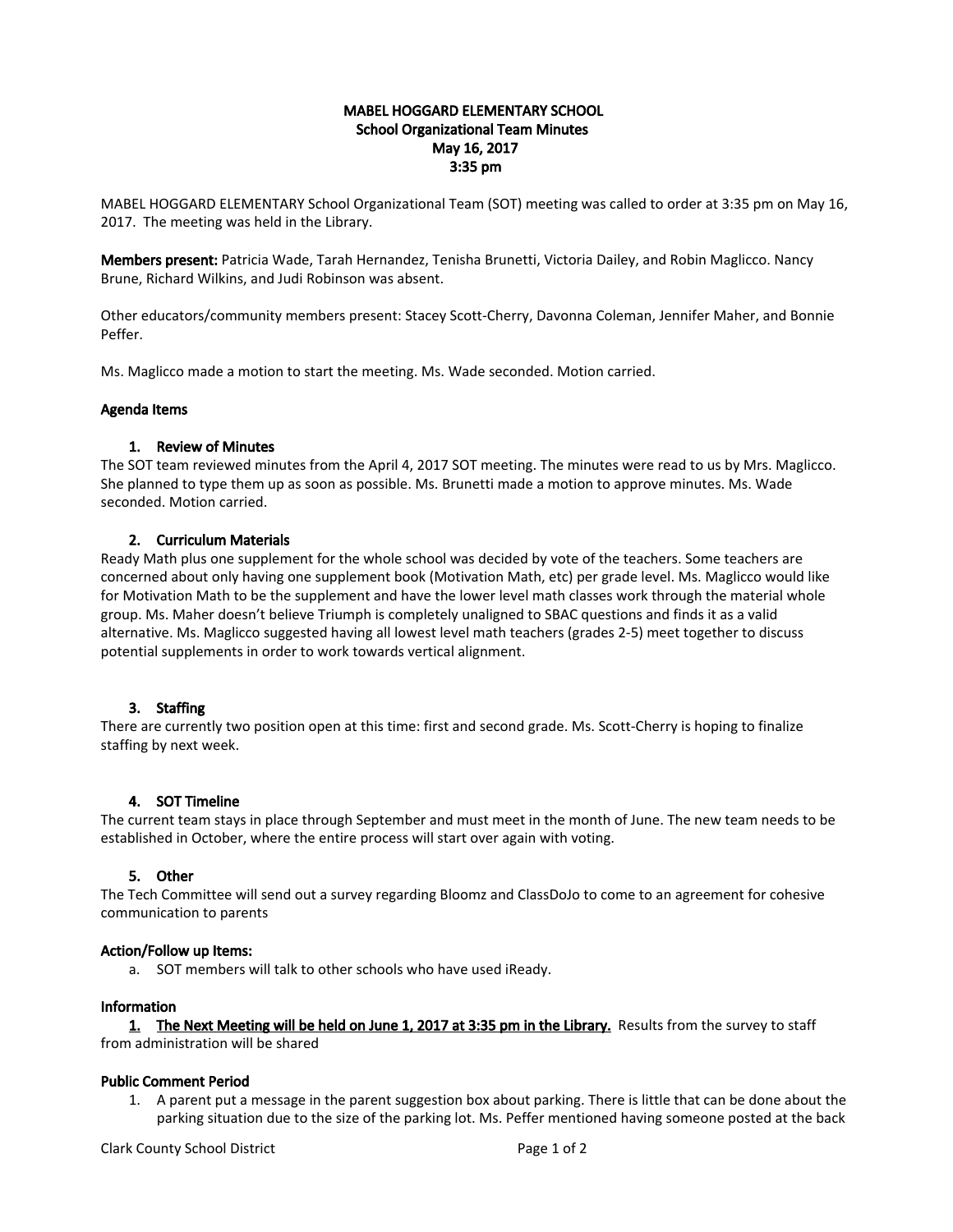**MABEL HOGGARD ELEMENTARY SCHOOL**
**School Organizational Team Minutes**
**May 16, 2017**
**3:35 pm**

MABEL HOGGARD ELEMENTARY School Organizational Team (SOT) meeting was called to order at 3:35 pm on May 16, 2017. The meeting was held in the Library.

**Members present:** Patricia Wade, Tarah Hernandez, Tenisha Brunetti, Victoria Dailey, and Robin Maglicco. Nancy Brune, Richard Wilkins, and Judi Robinson was absent.

Other educators/community members present: Stacey Scott-Cherry, Davonna Coleman, Jennifer Maher, and Bonnie Peffer.

Ms. Maglicco made a motion to start the meeting. Ms. Wade seconded. Motion carried.

**Agenda Items**

1. **Review of Minutes**

The SOT team reviewed minutes from the April 4, 2017 SOT meeting. The minutes were read to us by Mrs. Maglicco. She planned to type them up as soon as possible. Ms. Brunetti made a motion to approve minutes. Ms. Wade seconded. Motion carried.

2. **Curriculum Materials**

Ready Math plus one supplement for the whole school was decided by vote of the teachers. Some teachers are concerned about only having one supplement book (Motivation Math, etc) per grade level. Ms. Maglicco would like for Motivation Math to be the supplement and have the lower level math classes work through the material whole group. Ms. Maher doesn't believe Triumph is completely unaligned to SBAC questions and finds it as a valid alternative. Ms. Maglicco suggested having all lowest level math teachers (grades 2-5) meet together to discuss potential supplements in order to work towards vertical alignment.

3. **Staffing**

There are currently two position open at this time: first and second grade. Ms. Scott-Cherry is hoping to finalize staffing by next week.

4. **SOT Timeline**

The current team stays in place through September and must meet in the month of June. The new team needs to be established in October, where the entire process will start over again with voting.

5. **Other**

The Tech Committee will send out a survey regarding Bloomz and ClassDoJo to come to an agreement for cohesive communication to parents

**Action/Follow up Items:**

a. SOT members will talk to other schools who have used iReady.

**Information**

1. **The Next Meeting will be held on June 1, 2017 at 3:35 pm in the Library.** Results from the survey to staff from administration will be shared

**Public Comment Period**

1. A parent put a message in the parent suggestion box about parking. There is little that can be done about the parking situation due to the size of the parking lot. Ms. Peffer mentioned having someone posted at the back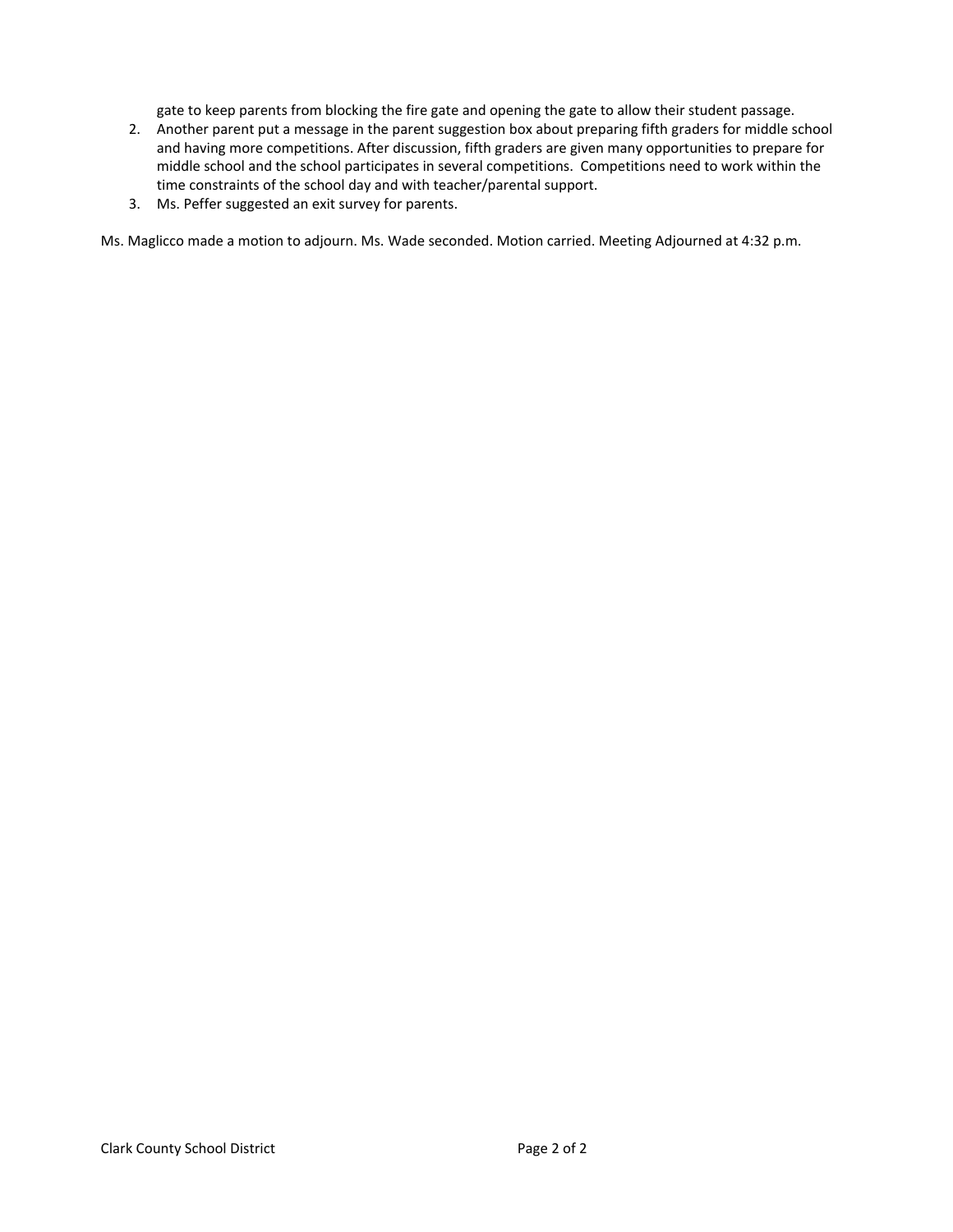gate to keep parents from blocking the fire gate and opening the gate to allow their student passage.

2. Another parent put a message in the parent suggestion box about preparing fifth graders for middle school and having more competitions. After discussion, fifth graders are given many opportunities to prepare for middle school and the school participates in several competitions. Competitions need to work within the time constraints of the school day and with teacher/parental support.
3. Ms. Peffer suggested an exit survey for parents.

Ms. Maglicco made a motion to adjourn. Ms. Wade seconded. Motion carried. Meeting Adjourned at 4:32 p.m.